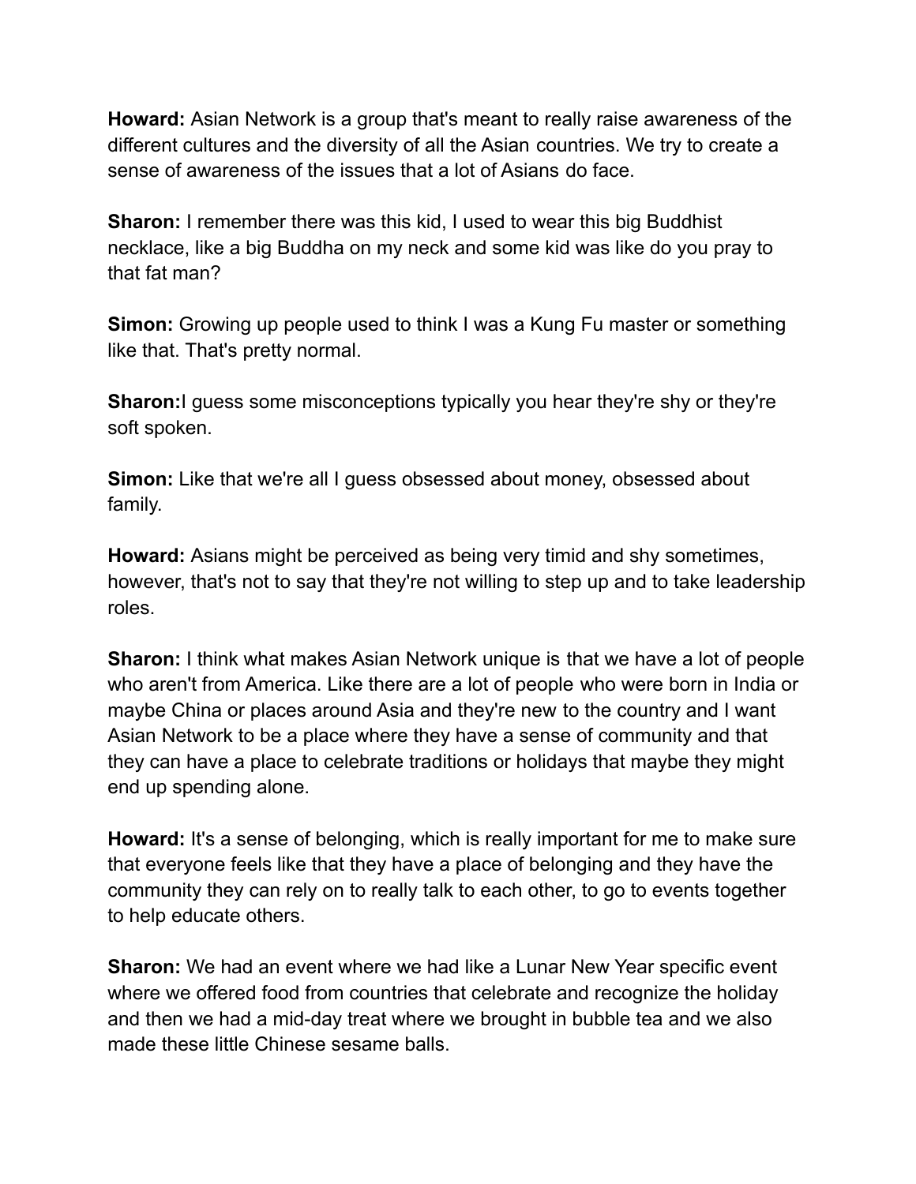**Howard:** Asian Network is a group that's meant to really raise awareness of the different cultures and the diversity of all the Asian countries. We try to create a sense of awareness of the issues that a lot of Asians do face.

**Sharon:** I remember there was this kid, I used to wear this big Buddhist necklace, like a big Buddha on my neck and some kid was like do you pray to that fat man?

**Simon:** Growing up people used to think I was a Kung Fu master or something like that. That's pretty normal.

**Sharon:**I guess some misconceptions typically you hear they're shy or they're soft spoken.

**Simon:** Like that we're all I guess obsessed about money, obsessed about family.

**Howard:** Asians might be perceived as being very timid and shy sometimes, however, that's not to say that they're not willing to step up and to take leadership roles.

**Sharon:** I think what makes Asian Network unique is that we have a lot of people who aren't from America. Like there are a lot of people who were born in India or maybe China or places around Asia and they're new to the country and I want Asian Network to be a place where they have a sense of community and that they can have a place to celebrate traditions or holidays that maybe they might end up spending alone.

**Howard:** It's a sense of belonging, which is really important for me to make sure that everyone feels like that they have a place of belonging and they have the community they can rely on to really talk to each other, to go to events together to help educate others.

**Sharon:** We had an event where we had like a Lunar New Year specific event where we offered food from countries that celebrate and recognize the holiday and then we had a mid-day treat where we brought in bubble tea and we also made these little Chinese sesame balls.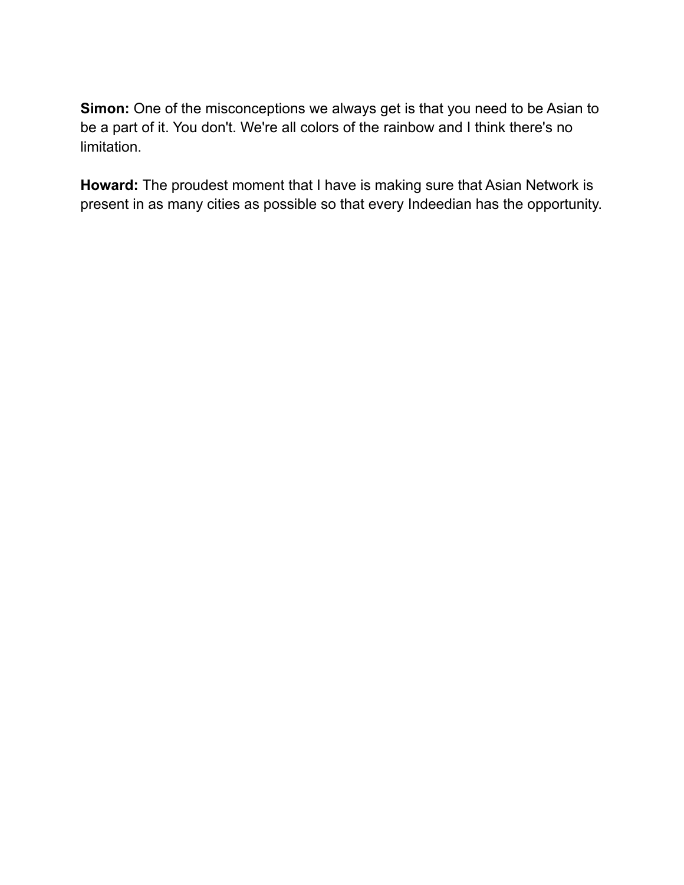**Simon:** One of the misconceptions we always get is that you need to be Asian to be a part of it. You don't. We're all colors of the rainbow and I think there's no limitation.

**Howard:** The proudest moment that I have is making sure that Asian Network is present in as many cities as possible so that every Indeedian has the opportunity.